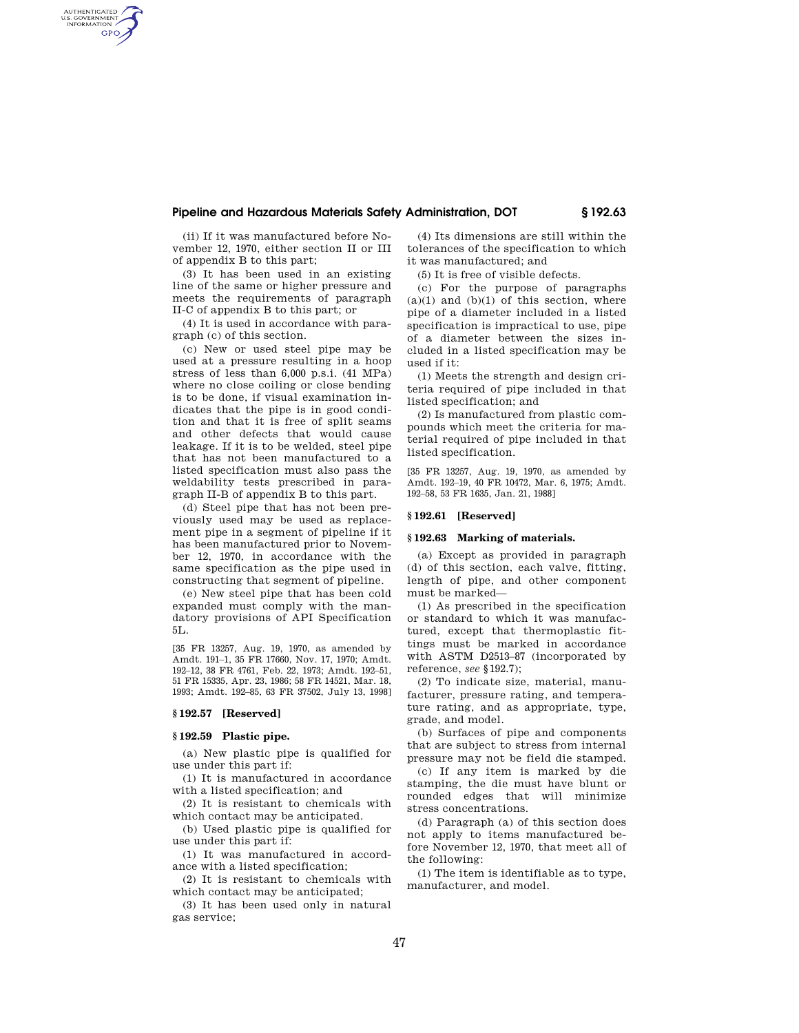(ii) If it was manufactured before November 12, 1970, either section II or III of appendix B to this part;

(3) It has been used in an existing line of the same or higher pressure and meets the requirements of paragraph II-C of appendix B to this part; or

(4) It is used in accordance with paragraph (c) of this section.

(c) New or used steel pipe may be used at a pressure resulting in a hoop stress of less than 6,000 p.s.i. (41 MPa) where no close coiling or close bending is to be done, if visual examination indicates that the pipe is in good condition and that it is free of split seams and other defects that would cause leakage. If it is to be welded, steel pipe that has not been manufactured to a listed specification must also pass the weldability tests prescribed in paragraph II-B of appendix B to this part.

(d) Steel pipe that has not been previously used may be used as replacement pipe in a segment of pipeline if it has been manufactured prior to November 12, 1970, in accordance with the same specification as the pipe used in constructing that segment of pipeline.

(e) New steel pipe that has been cold expanded must comply with the mandatory provisions of API Specification 5L.

[35 FR 13257, Aug. 19, 1970, as amended by Amdt. 191–1, 35 FR 17660, Nov. 17, 1970; Amdt. 192–12, 38 FR 4761, Feb. 22, 1973; Amdt. 192–51, 51 FR 15335, Apr. 23, 1986; 58 FR 14521, Mar. 18, 1993; Amdt. 192–85, 63 FR 37502, July 13, 1998]

### § 192.57 [Reserved]

### § 192.59 Plastic pipe.

(a) New plastic pipe is qualified for use under this part if:

(1) It is manufactured in accordance with a listed specification; and

(2) It is resistant to chemicals with which contact may be anticipated.

(b) Used plastic pipe is qualified for use under this part if:

(1) It was manufactured in accordance with a listed specification;

(2) It is resistant to chemicals with which contact may be anticipated;

(3) It has been used only in natural gas service;

(4) Its dimensions are still within the tolerances of the specification to which it was manufactured; and

(5) It is free of visible defects.

(c) For the purpose of paragraphs (a)(1) and (b)(1) of this section, where pipe of a diameter included in a listed specification is impractical to use, pipe of a diameter between the sizes included in a listed specification may be used if it:

(1) Meets the strength and design criteria required of pipe included in that listed specification; and

(2) Is manufactured from plastic compounds which meet the criteria for material required of pipe included in that listed specification.

[35 FR 13257, Aug. 19, 1970, as amended by Amdt. 192–19, 40 FR 10472, Mar. 6, 1975; Amdt. 192–58, 53 FR 1635, Jan. 21, 1988]

### § 192.61 [Reserved]

### § 192.63 Marking of materials.

(a) Except as provided in paragraph (d) of this section, each valve, fitting, length of pipe, and other component must be marked—

(1) As prescribed in the specification or standard to which it was manufactured, except that thermoplastic fittings must be marked in accordance with ASTM D2513–87 (incorporated by reference, *see* § 192.7);

(2) To indicate size, material, manufacturer, pressure rating, and temperature rating, and as appropriate, type, grade, and model.

(b) Surfaces of pipe and components that are subject to stress from internal pressure may not be field die stamped.

(c) If any item is marked by die stamping, the die must have blunt or rounded edges that will minimize stress concentrations.

(d) Paragraph (a) of this section does not apply to items manufactured before November 12, 1970, that meet all of the following:

(1) The item is identifiable as to type, manufacturer, and model.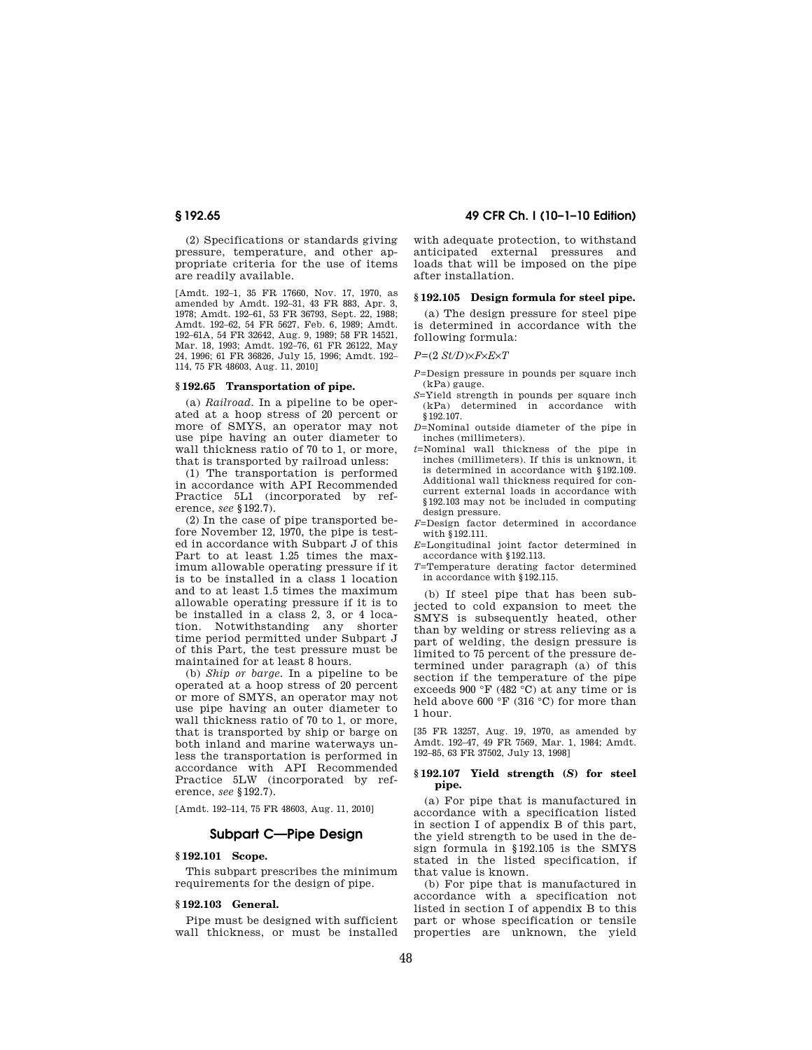(2) Specifications or standards giving pressure, temperature, and other appropriate criteria for the use of items are readily available.

[Amdt. 192–1, 35 FR 17660, Nov. 17, 1970, as amended by Amdt. 192–31, 43 FR 883, Apr. 3, 1978; Amdt. 192–61, 53 FR 36793, Sept. 22, 1988; Amdt. 192–62, 54 FR 5627, Feb. 6, 1989; Amdt. 192–61A, 54 FR 32642, Aug. 9, 1989; 58 FR 14521, Mar. 18, 1993; Amdt. 192–76, 61 FR 26122, May 24, 1996; 61 FR 36826, July 15, 1996; Amdt. 192–114, 75 FR 48603, Aug. 11, 2010]

### § 192.65 Transportation of pipe.

(a) *Railroad.* In a pipeline to be operated at a hoop stress of 20 percent or more of SMYS, an operator may not use pipe having an outer diameter to wall thickness ratio of 70 to 1, or more, that is transported by railroad unless:

(1) The transportation is performed in accordance with API Recommended Practice 5L1 (incorporated by reference, *see* § 192.7).

(2) In the case of pipe transported before November 12, 1970, the pipe is tested in accordance with Subpart J of this Part to at least 1.25 times the maximum allowable operating pressure if it is to be installed in a class 1 location and to at least 1.5 times the maximum allowable operating pressure if it is to be installed in a class 2, 3, or 4 location. Notwithstanding any shorter time period permitted under Subpart J of this Part, the test pressure must be maintained for at least 8 hours.

(b) *Ship or barge.* In a pipeline to be operated at a hoop stress of 20 percent or more of SMYS, an operator may not use pipe having an outer diameter to wall thickness ratio of 70 to 1, or more, that is transported by ship or barge on both inland and marine waterways unless the transportation is performed in accordance with API Recommended Practice 5LW (incorporated by reference, *see* § 192.7).

[Amdt. 192–114, 75 FR 48603, Aug. 11, 2010]

## Subpart C—Pipe Design

### § 192.101 Scope.

This subpart prescribes the minimum requirements for the design of pipe.

### § 192.103 General.

Pipe must be designed with sufficient wall thickness, or must be installed with adequate protection, to withstand anticipated external pressures and loads that will be imposed on the pipe after installation.

### § 192.105 Design formula for steel pipe.

(a) The design pressure for steel pipe is determined in accordance with the following formula:

$P=(2\ St/D)\times F\times E\times T$

$P$=Design pressure in pounds per square inch (kPa) gauge.

$S$=Yield strength in pounds per square inch (kPa) determined in accordance with § 192.107.

$D$=Nominal outside diameter of the pipe in inches (millimeters).

$t$=Nominal wall thickness of the pipe in inches (millimeters). If this is unknown, it is determined in accordance with § 192.109. Additional wall thickness required for concurrent external loads in accordance with § 192.103 may not be included in computing design pressure.

$F$=Design factor determined in accordance with § 192.111.

$E$=Longitudinal joint factor determined in accordance with § 192.113.

$T$=Temperature derating factor determined in accordance with § 192.115.

(b) If steel pipe that has been subjected to cold expansion to meet the SMYS is subsequently heated, other than by welding or stress relieving as a part of welding, the design pressure is limited to 75 percent of the pressure determined under paragraph (a) of this section if the temperature of the pipe exceeds 900 °F (482 °C) at any time or is held above 600 °F (316 °C) for more than 1 hour.

[35 FR 13257, Aug. 19, 1970, as amended by Amdt. 192–47, 49 FR 7569, Mar. 1, 1984; Amdt. 192–85, 63 FR 37502, July 13, 1998]

### § 192.107 Yield strength (*S*) for steel pipe.

(a) For pipe that is manufactured in accordance with a specification listed in section I of appendix B of this part, the yield strength to be used in the design formula in § 192.105 is the SMYS stated in the listed specification, if that value is known.

(b) For pipe that is manufactured in accordance with a specification not listed in section I of appendix B to this part or whose specification or tensile properties are unknown, the yield